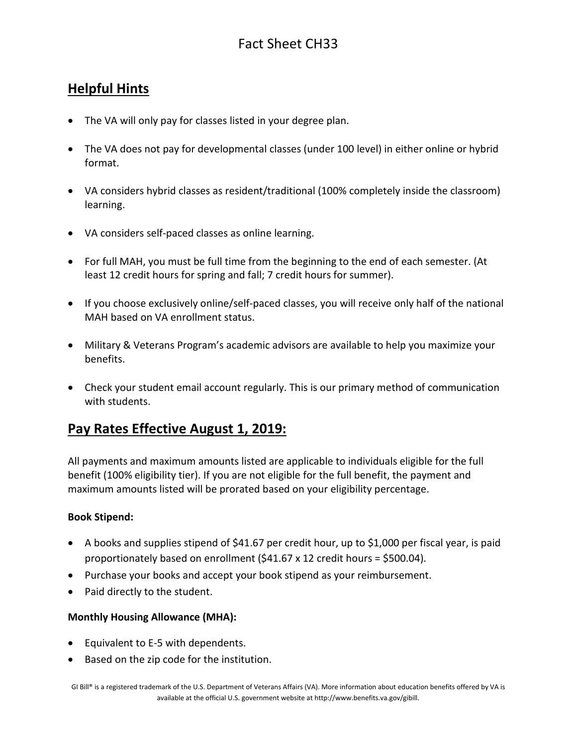# Fact Sheet CH33

## Helpful Hints

- The VA will only pay for classes listed in your degree plan.
- The VA does not pay for developmental classes (under 100 level) in either online or hybrid format.
- VA considers hybrid classes as resident/traditional (100% completely inside the classroom) learning.
- VA considers self-paced classes as online learning.
- For full MAH, you must be full time from the beginning to the end of each semester. (At least 12 credit hours for spring and fall; 7 credit hours for summer).
- If you choose exclusively online/self-paced classes, you will receive only half of the national MAH based on VA enrollment status.
- Military & Veterans Program's academic advisors are available to help you maximize your benefits.
- Check your student email account regularly. This is our primary method of communication with students.

## Pay Rates Effective August 1, 2019:

All payments and maximum amounts listed are applicable to individuals eligible for the full benefit (100% eligibility tier). If you are not eligible for the full benefit, the payment and maximum amounts listed will be prorated based on your eligibility percentage.

**Book Stipend:**

- A books and supplies stipend of $41.67 per credit hour, up to $1,000 per fiscal year, is paid proportionately based on enrollment ($41.67 x 12 credit hours = $500.04).
- Purchase your books and accept your book stipend as your reimbursement.
- Paid directly to the student.

**Monthly Housing Allowance (MHA):**

- Equivalent to E-5 with dependents.
- Based on the zip code for the institution.

GI Bill® is a registered trademark of the U.S. Department of Veterans Affairs (VA). More information about education benefits offered by VA is available at the official U.S. government website at http://www.benefits.va.gov/gibill.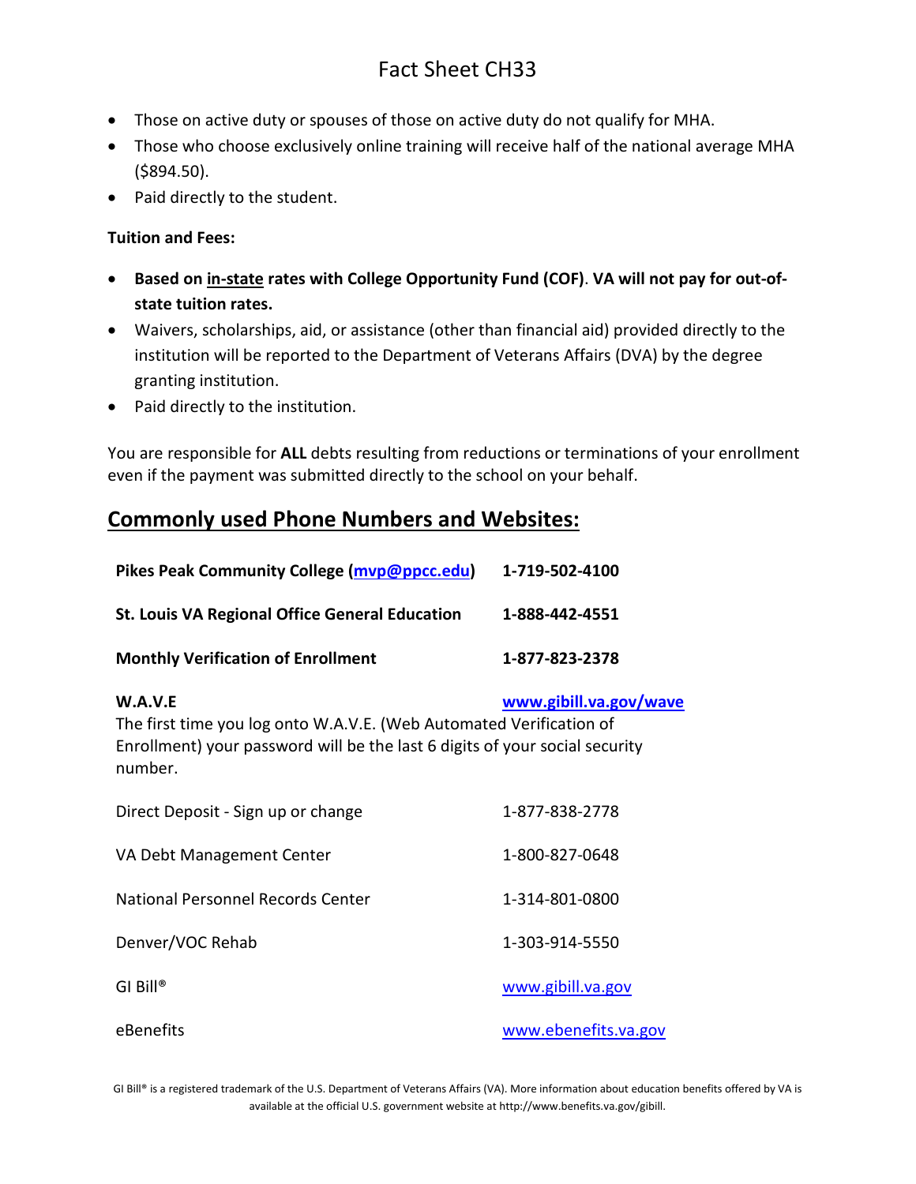- Those on active duty or spouses of those on active duty do not qualify for MHA.
- Those who choose exclusively online training will receive half of the national average MHA ($894.50).
- Paid directly to the student.

**Tuition and Fees:**

- **Based on in-state rates with College Opportunity Fund (COF)**. **VA will not pay for out-of-state tuition rates.**
- Waivers, scholarships, aid, or assistance (other than financial aid) provided directly to the institution will be reported to the Department of Veterans Affairs (DVA) by the degree granting institution.
- Paid directly to the institution.

You are responsible for **ALL** debts resulting from reductions or terminations of your enrollment even if the payment was submitted directly to the school on your behalf.

## Commonly used Phone Numbers and Websites:

**Pikes Peak Community College (mvp@ppcc.edu)** — **1-719-502-4100**

**St. Louis VA Regional Office General Education** — **1-888-442-4551**

**Monthly Verification of Enrollment** — **1-877-823-2378**

**W.A.V.E** — **www.gibill.va.gov/wave**

The first time you log onto W.A.V.E. (Web Automated Verification of Enrollment) your password will be the last 6 digits of your social security number.

Direct Deposit - Sign up or change — 1-877-838-2778

VA Debt Management Center — 1-800-827-0648

National Personnel Records Center — 1-314-801-0800

Denver/VOC Rehab — 1-303-914-5550

GI Bill® — www.gibill.va.gov

eBenefits — www.ebenefits.va.gov

GI Bill® is a registered trademark of the U.S. Department of Veterans Affairs (VA). More information about education benefits offered by VA is available at the official U.S. government website at http://www.benefits.va.gov/gibill.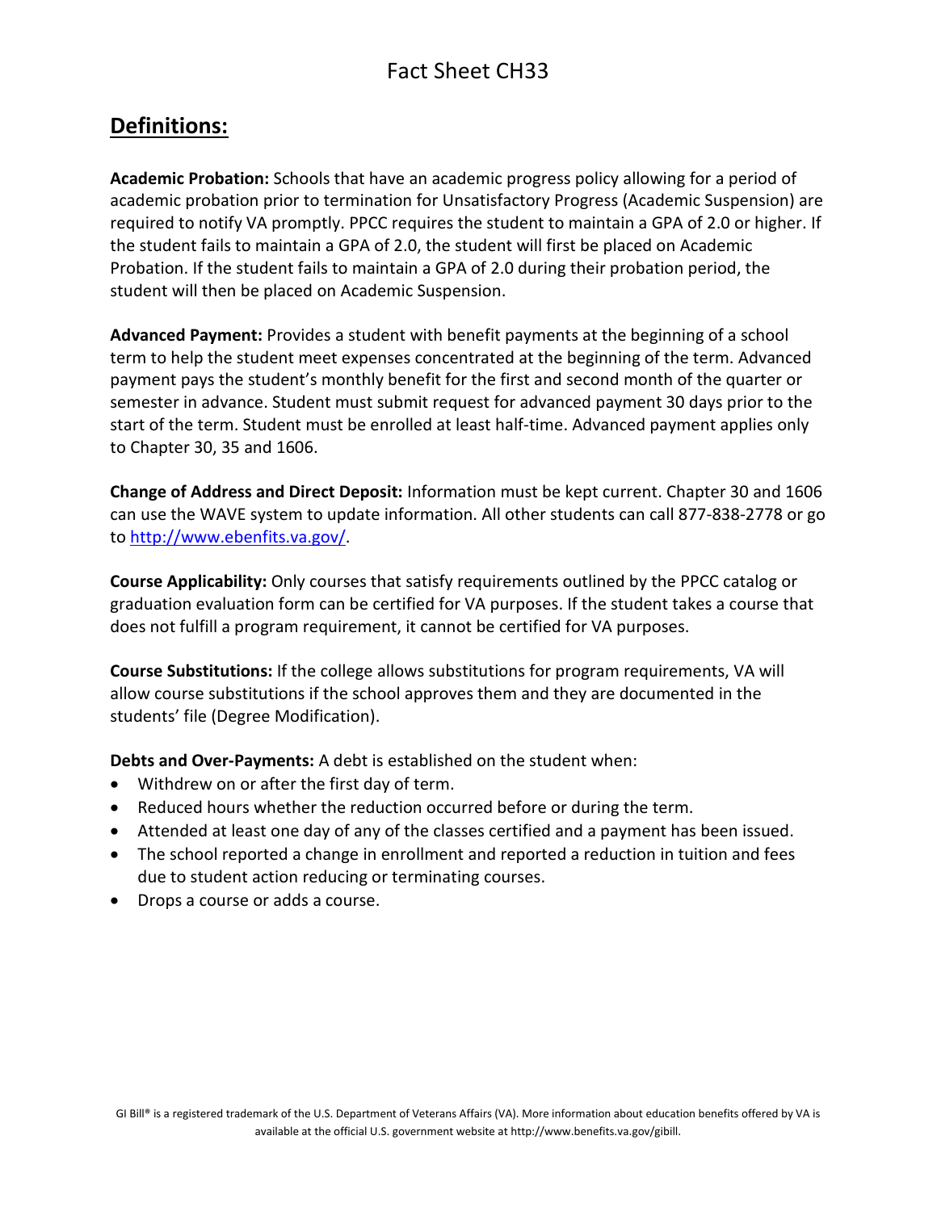# Fact Sheet CH33

## Definitions:

**Academic Probation:** Schools that have an academic progress policy allowing for a period of academic probation prior to termination for Unsatisfactory Progress (Academic Suspension) are required to notify VA promptly. PPCC requires the student to maintain a GPA of 2.0 or higher. If the student fails to maintain a GPA of 2.0, the student will first be placed on Academic Probation. If the student fails to maintain a GPA of 2.0 during their probation period, the student will then be placed on Academic Suspension.

**Advanced Payment:** Provides a student with benefit payments at the beginning of a school term to help the student meet expenses concentrated at the beginning of the term. Advanced payment pays the student's monthly benefit for the first and second month of the quarter or semester in advance. Student must submit request for advanced payment 30 days prior to the start of the term. Student must be enrolled at least half-time. Advanced payment applies only to Chapter 30, 35 and 1606.

**Change of Address and Direct Deposit:** Information must be kept current. Chapter 30 and 1606 can use the WAVE system to update information. All other students can call 877-838-2778 or go to http://www.ebenfits.va.gov/.

**Course Applicability:** Only courses that satisfy requirements outlined by the PPCC catalog or graduation evaluation form can be certified for VA purposes. If the student takes a course that does not fulfill a program requirement, it cannot be certified for VA purposes.

**Course Substitutions:** If the college allows substitutions for program requirements, VA will allow course substitutions if the school approves them and they are documented in the students' file (Degree Modification).

**Debts and Over-Payments:** A debt is established on the student when:

- Withdrew on or after the first day of term.
- Reduced hours whether the reduction occurred before or during the term.
- Attended at least one day of any of the classes certified and a payment has been issued.
- The school reported a change in enrollment and reported a reduction in tuition and fees due to student action reducing or terminating courses.
- Drops a course or adds a course.

GI Bill® is a registered trademark of the U.S. Department of Veterans Affairs (VA). More information about education benefits offered by VA is available at the official U.S. government website at http://www.benefits.va.gov/gibill.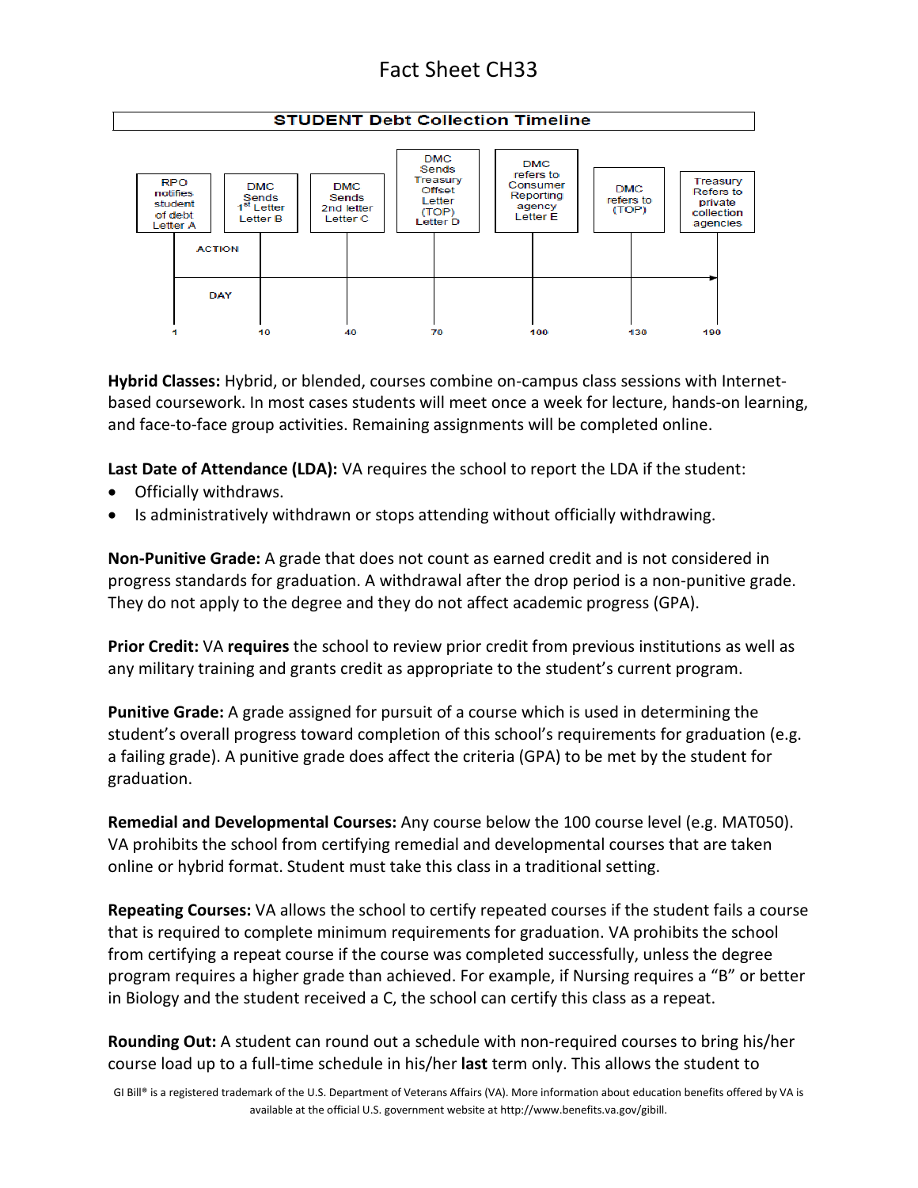# Fact Sheet CH33

**STUDENT Debt Collection Timeline**

| DAY | ACTION |
| --- | --- |
| 1 | RPO notifies student of debt Letter A |
| 10 | DMC Sends 1st Letter Letter B |
| 40 | DMC Sends 2nd letter Letter C |
| 70 | DMC Sends Treasury Offset Letter (TOP) Letter D |
| 100 | DMC refers to Consumer Reporting agency Letter E |
| 130 | DMC refers to (TOP) |
| 190 | Treasury Refers to private collection agencies |

**Hybrid Classes:** Hybrid, or blended, courses combine on-campus class sessions with Internet-based coursework. In most cases students will meet once a week for lecture, hands-on learning, and face-to-face group activities. Remaining assignments will be completed online.

**Last Date of Attendance (LDA):** VA requires the school to report the LDA if the student:

- Officially withdraws.
- Is administratively withdrawn or stops attending without officially withdrawing.

**Non-Punitive Grade:** A grade that does not count as earned credit and is not considered in progress standards for graduation. A withdrawal after the drop period is a non-punitive grade. They do not apply to the degree and they do not affect academic progress (GPA).

**Prior Credit:** VA **requires** the school to review prior credit from previous institutions as well as any military training and grants credit as appropriate to the student's current program.

**Punitive Grade:** A grade assigned for pursuit of a course which is used in determining the student's overall progress toward completion of this school's requirements for graduation (e.g. a failing grade). A punitive grade does affect the criteria (GPA) to be met by the student for graduation.

**Remedial and Developmental Courses:** Any course below the 100 course level (e.g. MAT050). VA prohibits the school from certifying remedial and developmental courses that are taken online or hybrid format. Student must take this class in a traditional setting.

**Repeating Courses:** VA allows the school to certify repeated courses if the student fails a course that is required to complete minimum requirements for graduation. VA prohibits the school from certifying a repeat course if the course was completed successfully, unless the degree program requires a higher grade than achieved. For example, if Nursing requires a "B" or better in Biology and the student received a C, the school can certify this class as a repeat.

**Rounding Out:** A student can round out a schedule with non-required courses to bring his/her course load up to a full-time schedule in his/her **last** term only. This allows the student to

GI Bill® is a registered trademark of the U.S. Department of Veterans Affairs (VA). More information about education benefits offered by VA is available at the official U.S. government website at http://www.benefits.va.gov/gibill.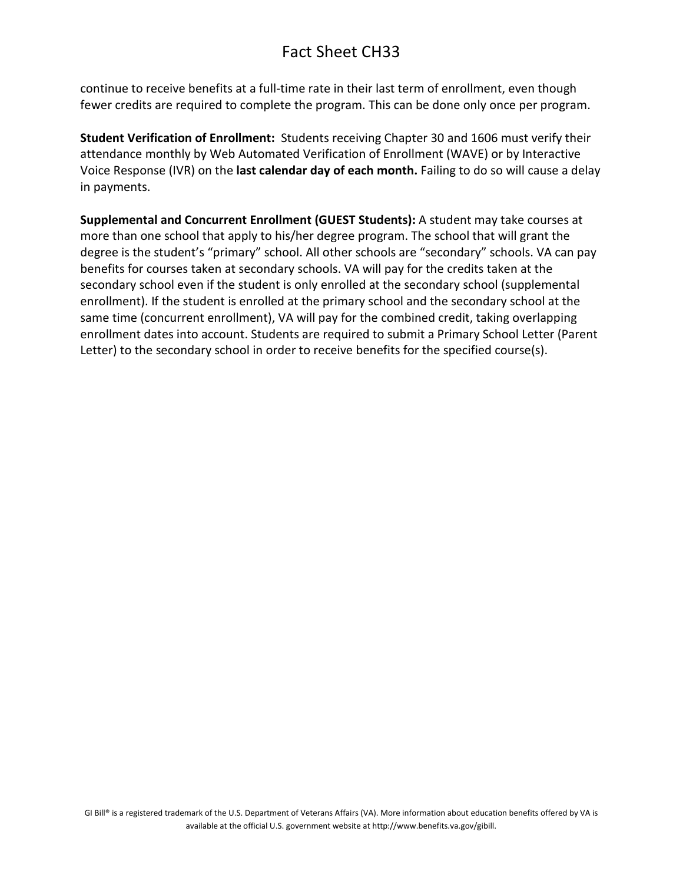continue to receive benefits at a full-time rate in their last term of enrollment, even though fewer credits are required to complete the program. This can be done only once per program.

**Student Verification of Enrollment:** Students receiving Chapter 30 and 1606 must verify their attendance monthly by Web Automated Verification of Enrollment (WAVE) or by Interactive Voice Response (IVR) on the **last calendar day of each month.** Failing to do so will cause a delay in payments.

**Supplemental and Concurrent Enrollment (GUEST Students):** A student may take courses at more than one school that apply to his/her degree program. The school that will grant the degree is the student's "primary" school. All other schools are "secondary" schools. VA can pay benefits for courses taken at secondary schools. VA will pay for the credits taken at the secondary school even if the student is only enrolled at the secondary school (supplemental enrollment). If the student is enrolled at the primary school and the secondary school at the same time (concurrent enrollment), VA will pay for the combined credit, taking overlapping enrollment dates into account. Students are required to submit a Primary School Letter (Parent Letter) to the secondary school in order to receive benefits for the specified course(s).